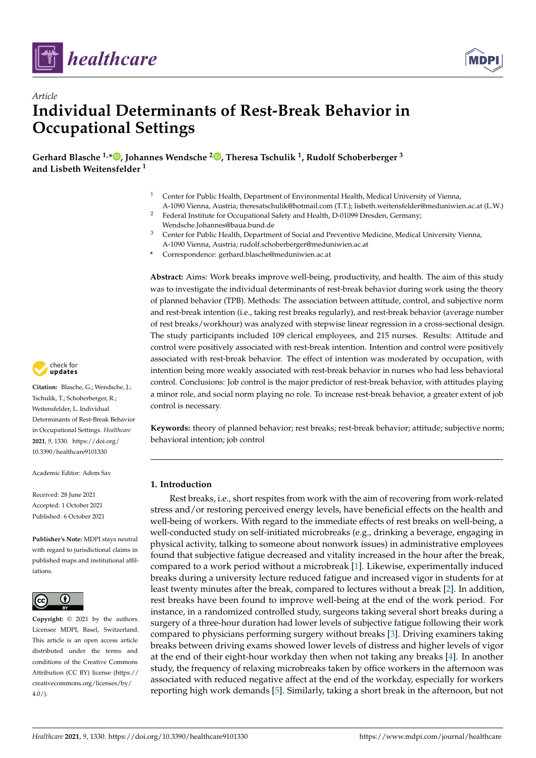*Article*

# Individual Determinants of Rest-Break Behavior in Occupational Settings

**Gerhard Blasche [1,*], Johannes Wendsche [2], Theresa Tschulik [1], Rudolf Schoberberger [3] and Lisbeth Weitensfelder [1]**

[1] Center for Public Health, Department of Environmental Health, Medical University of Vienna, A-1090 Vienna, Austria; theresatschulik@hotmail.com (T.T.); lisbeth.weitensfelder@meduniwien.ac.at (L.W.)
[2] Federal Institute for Occupational Safety and Health, D-01099 Dresden, Germany; Wendsche.Johannes@baua.bund.de
[3] Center for Public Health, Department of Social and Preventive Medicine, Medical University Vienna, A-1090 Vienna, Austria; rudolf.schoberberger@meduniwien.ac.at
* Correspondence: gerhard.blasche@meduniwien.ac.at

**Abstract:** Aims: Work breaks improve well-being, productivity, and health. The aim of this study was to investigate the individual determinants of rest-break behavior during work using the theory of planned behavior (TPB). Methods: The association between attitude, control, and subjective norm and rest-break intention (i.e., taking rest breaks regularly), and rest-break behavior (average number of rest breaks/workhour) was analyzed with stepwise linear regression in a cross-sectional design. The study participants included 109 clerical employees, and 215 nurses. Results: Attitude and control were positively associated with rest-break intention. Intention and control were positively associated with rest-break behavior. The effect of intention was moderated by occupation, with intention being more weakly associated with rest-break behavior in nurses who had less behavioral control. Conclusions: Job control is the major predictor of rest-break behavior, with attitudes playing a minor role, and social norm playing no role. To increase rest-break behavior, a greater extent of job control is necessary.

**Keywords:** theory of planned behavior; rest breaks; rest-break behavior; attitude; subjective norm; behavioral intention; job control

**Citation:** Blasche, G.; Wendsche, J.; Tschulik, T.; Schoberberger, R.; Weitensfelder, L. Individual Determinants of Rest-Break Behavior in Occupational Settings. *Healthcare* **2021**, *9*, 1330. https://doi.org/10.3390/healthcare9101330

Academic Editor: Adem Sav

Received: 28 June 2021
Accepted: 1 October 2021
Published: 6 October 2021

**Publisher's Note:** MDPI stays neutral with regard to jurisdictional claims in published maps and institutional affiliations.

**Copyright:** © 2021 by the authors. Licensee MDPI, Basel, Switzerland. This article is an open access article distributed under the terms and conditions of the Creative Commons Attribution (CC BY) license (https://creativecommons.org/licenses/by/4.0/).

## 1. Introduction

Rest breaks, i.e., short respites from work with the aim of recovering from work-related stress and/or restoring perceived energy levels, have beneficial effects on the health and well-being of workers. With regard to the immediate effects of rest breaks on well-being, a well-conducted study on self-initiated microbreaks (e.g., drinking a beverage, engaging in physical activity, talking to someone about nonwork issues) in administrative employees found that subjective fatigue decreased and vitality increased in the hour after the break, compared to a work period without a microbreak [1]. Likewise, experimentally induced breaks during a university lecture reduced fatigue and increased vigor in students for at least twenty minutes after the break, compared to lectures without a break [2]. In addition, rest breaks have been found to improve well-being at the end of the work period. For instance, in a randomized controlled study, surgeons taking several short breaks during a surgery of a three-hour duration had lower levels of subjective fatigue following their work compared to physicians performing surgery without breaks [3]. Driving examiners taking breaks between driving exams showed lower levels of distress and higher levels of vigor at the end of their eight-hour workday then when not taking any breaks [4]. In another study, the frequency of relaxing microbreaks taken by office workers in the afternoon was associated with reduced negative affect at the end of the workday, especially for workers reporting high work demands [5]. Similarly, taking a short break in the afternoon, but not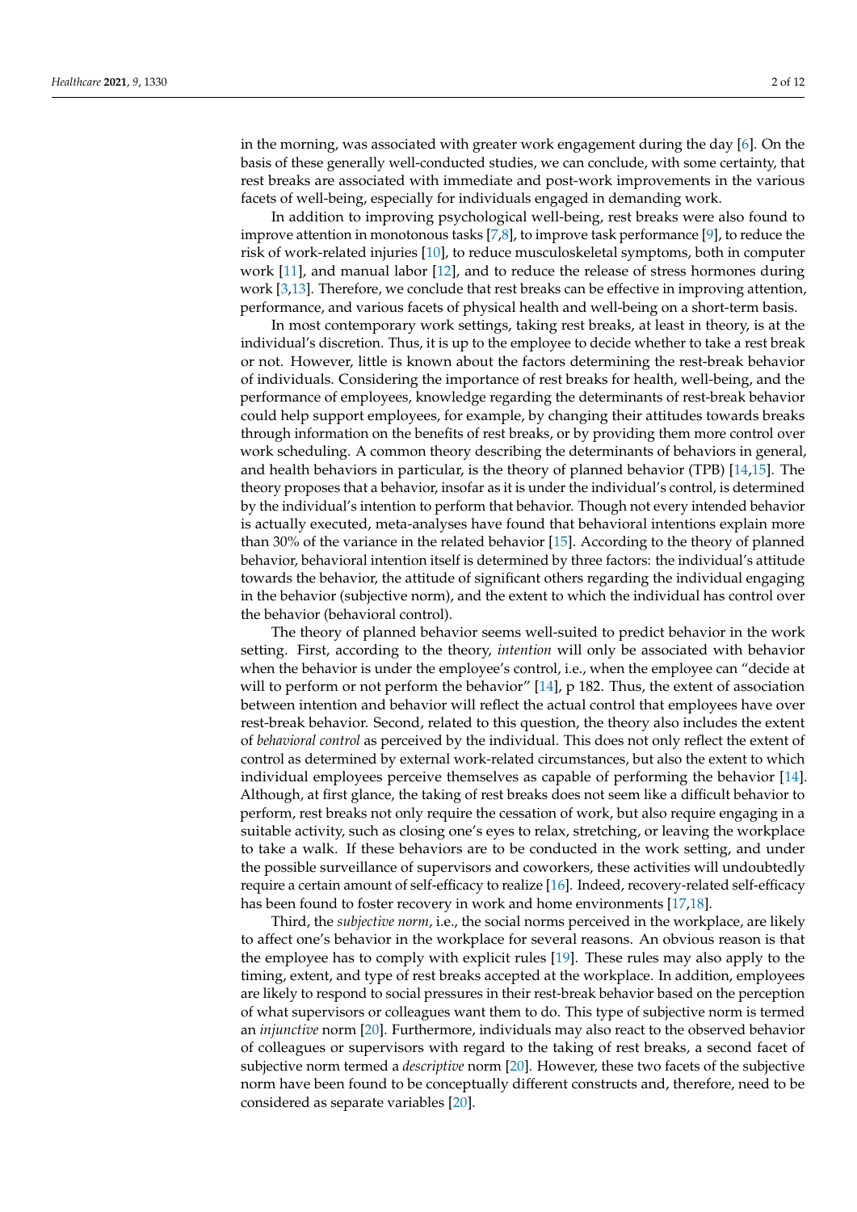in the morning, was associated with greater work engagement during the day [6]. On the basis of these generally well-conducted studies, we can conclude, with some certainty, that rest breaks are associated with immediate and post-work improvements in the various facets of well-being, especially for individuals engaged in demanding work.

In addition to improving psychological well-being, rest breaks were also found to improve attention in monotonous tasks [7,8], to improve task performance [9], to reduce the risk of work-related injuries [10], to reduce musculoskeletal symptoms, both in computer work [11], and manual labor [12], and to reduce the release of stress hormones during work [3,13]. Therefore, we conclude that rest breaks can be effective in improving attention, performance, and various facets of physical health and well-being on a short-term basis.

In most contemporary work settings, taking rest breaks, at least in theory, is at the individual's discretion. Thus, it is up to the employee to decide whether to take a rest break or not. However, little is known about the factors determining the rest-break behavior of individuals. Considering the importance of rest breaks for health, well-being, and the performance of employees, knowledge regarding the determinants of rest-break behavior could help support employees, for example, by changing their attitudes towards breaks through information on the benefits of rest breaks, or by providing them more control over work scheduling. A common theory describing the determinants of behaviors in general, and health behaviors in particular, is the theory of planned behavior (TPB) [14,15]. The theory proposes that a behavior, insofar as it is under the individual's control, is determined by the individual's intention to perform that behavior. Though not every intended behavior is actually executed, meta-analyses have found that behavioral intentions explain more than 30% of the variance in the related behavior [15]. According to the theory of planned behavior, behavioral intention itself is determined by three factors: the individual's attitude towards the behavior, the attitude of significant others regarding the individual engaging in the behavior (subjective norm), and the extent to which the individual has control over the behavior (behavioral control).

The theory of planned behavior seems well-suited to predict behavior in the work setting. First, according to the theory, *intention* will only be associated with behavior when the behavior is under the employee's control, i.e., when the employee can "decide at will to perform or not perform the behavior" [14], p 182. Thus, the extent of association between intention and behavior will reflect the actual control that employees have over rest-break behavior. Second, related to this question, the theory also includes the extent of *behavioral control* as perceived by the individual. This does not only reflect the extent of control as determined by external work-related circumstances, but also the extent to which individual employees perceive themselves as capable of performing the behavior [14]. Although, at first glance, the taking of rest breaks does not seem like a difficult behavior to perform, rest breaks not only require the cessation of work, but also require engaging in a suitable activity, such as closing one's eyes to relax, stretching, or leaving the workplace to take a walk. If these behaviors are to be conducted in the work setting, and under the possible surveillance of supervisors and coworkers, these activities will undoubtedly require a certain amount of self-efficacy to realize [16]. Indeed, recovery-related self-efficacy has been found to foster recovery in work and home environments [17,18].

Third, the *subjective norm*, i.e., the social norms perceived in the workplace, are likely to affect one's behavior in the workplace for several reasons. An obvious reason is that the employee has to comply with explicit rules [19]. These rules may also apply to the timing, extent, and type of rest breaks accepted at the workplace. In addition, employees are likely to respond to social pressures in their rest-break behavior based on the perception of what supervisors or colleagues want them to do. This type of subjective norm is termed an *injunctive* norm [20]. Furthermore, individuals may also react to the observed behavior of colleagues or supervisors with regard to the taking of rest breaks, a second facet of subjective norm termed a *descriptive* norm [20]. However, these two facets of the subjective norm have been found to be conceptually different constructs and, therefore, need to be considered as separate variables [20].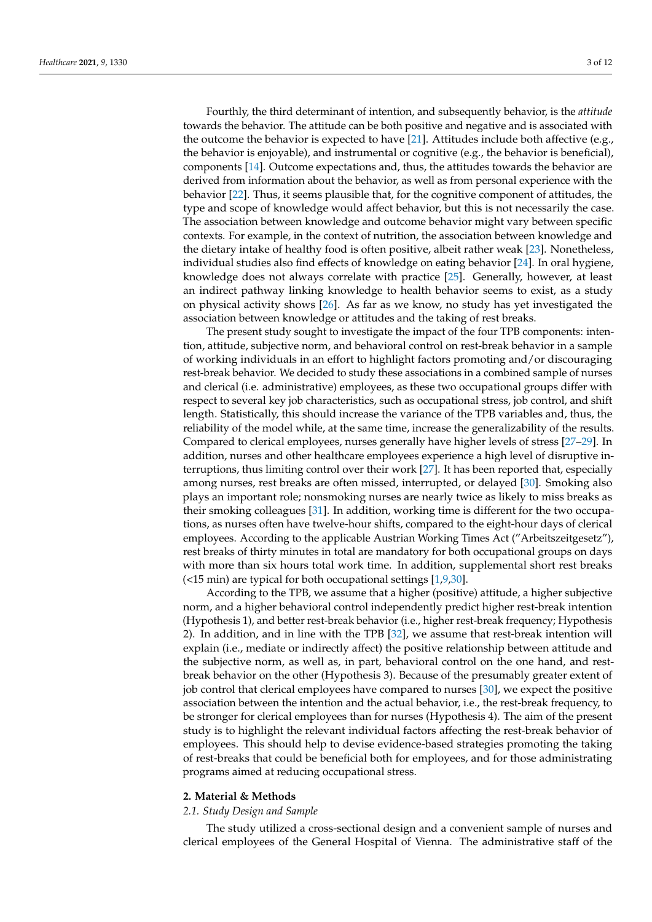Fourthly, the third determinant of intention, and subsequently behavior, is the *attitude* towards the behavior. The attitude can be both positive and negative and is associated with the outcome the behavior is expected to have [21]. Attitudes include both affective (e.g., the behavior is enjoyable), and instrumental or cognitive (e.g., the behavior is beneficial), components [14]. Outcome expectations and, thus, the attitudes towards the behavior are derived from information about the behavior, as well as from personal experience with the behavior [22]. Thus, it seems plausible that, for the cognitive component of attitudes, the type and scope of knowledge would affect behavior, but this is not necessarily the case. The association between knowledge and outcome behavior might vary between specific contexts. For example, in the context of nutrition, the association between knowledge and the dietary intake of healthy food is often positive, albeit rather weak [23]. Nonetheless, individual studies also find effects of knowledge on eating behavior [24]. In oral hygiene, knowledge does not always correlate with practice [25]. Generally, however, at least an indirect pathway linking knowledge to health behavior seems to exist, as a study on physical activity shows [26]. As far as we know, no study has yet investigated the association between knowledge or attitudes and the taking of rest breaks.

The present study sought to investigate the impact of the four TPB components: intention, attitude, subjective norm, and behavioral control on rest-break behavior in a sample of working individuals in an effort to highlight factors promoting and/or discouraging rest-break behavior. We decided to study these associations in a combined sample of nurses and clerical (i.e. administrative) employees, as these two occupational groups differ with respect to several key job characteristics, such as occupational stress, job control, and shift length. Statistically, this should increase the variance of the TPB variables and, thus, the reliability of the model while, at the same time, increase the generalizability of the results. Compared to clerical employees, nurses generally have higher levels of stress [27–29]. In addition, nurses and other healthcare employees experience a high level of disruptive interruptions, thus limiting control over their work [27]. It has been reported that, especially among nurses, rest breaks are often missed, interrupted, or delayed [30]. Smoking also plays an important role; nonsmoking nurses are nearly twice as likely to miss breaks as their smoking colleagues [31]. In addition, working time is different for the two occupations, as nurses often have twelve-hour shifts, compared to the eight-hour days of clerical employees. According to the applicable Austrian Working Times Act ("Arbeitszeitgesetz"), rest breaks of thirty minutes in total are mandatory for both occupational groups on days with more than six hours total work time. In addition, supplemental short rest breaks (<15 min) are typical for both occupational settings [1,9,30].

According to the TPB, we assume that a higher (positive) attitude, a higher subjective norm, and a higher behavioral control independently predict higher rest-break intention (Hypothesis 1), and better rest-break behavior (i.e., higher rest-break frequency; Hypothesis 2). In addition, and in line with the TPB [32], we assume that rest-break intention will explain (i.e., mediate or indirectly affect) the positive relationship between attitude and the subjective norm, as well as, in part, behavioral control on the one hand, and rest-break behavior on the other (Hypothesis 3). Because of the presumably greater extent of job control that clerical employees have compared to nurses [30], we expect the positive association between the intention and the actual behavior, i.e., the rest-break frequency, to be stronger for clerical employees than for nurses (Hypothesis 4). The aim of the present study is to highlight the relevant individual factors affecting the rest-break behavior of employees. This should help to devise evidence-based strategies promoting the taking of rest-breaks that could be beneficial both for employees, and for those administrating programs aimed at reducing occupational stress.

## 2. Material & Methods

### 2.1. Study Design and Sample

The study utilized a cross-sectional design and a convenient sample of nurses and clerical employees of the General Hospital of Vienna. The administrative staff of the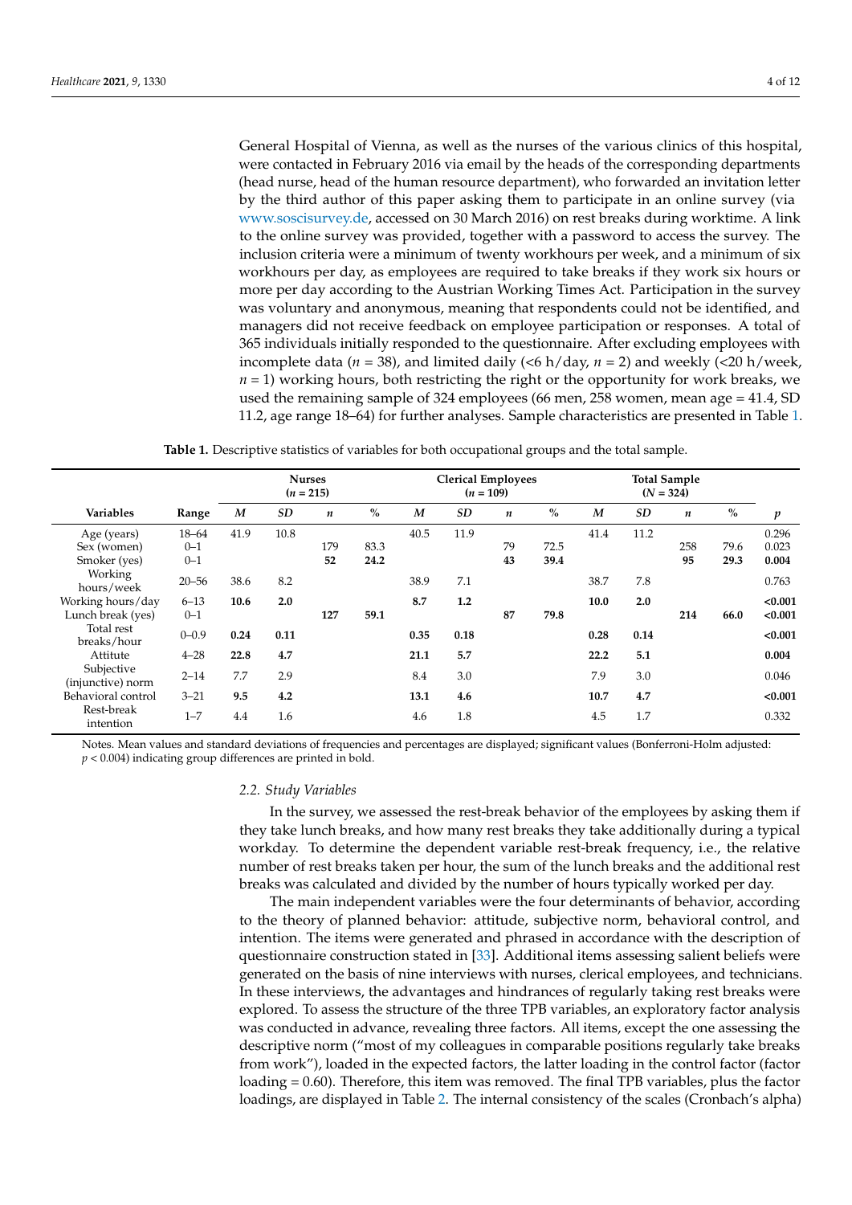General Hospital of Vienna, as well as the nurses of the various clinics of this hospital, were contacted in February 2016 via email by the heads of the corresponding departments (head nurse, head of the human resource department), who forwarded an invitation letter by the third author of this paper asking them to participate in an online survey (via www.soscisurvey.de, accessed on 30 March 2016) on rest breaks during worktime. A link to the online survey was provided, together with a password to access the survey. The inclusion criteria were a minimum of twenty workhours per week, and a minimum of six workhours per day, as employees are required to take breaks if they work six hours or more per day according to the Austrian Working Times Act. Participation in the survey was voluntary and anonymous, meaning that respondents could not be identified, and managers did not receive feedback on employee participation or responses. A total of 365 individuals initially responded to the questionnaire. After excluding employees with incomplete data ($n = 38$), and limited daily (<6 h/day, $n = 2$) and weekly (<20 h/week, $n = 1$) working hours, both restricting the right or the opportunity for work breaks, we used the remaining sample of 324 employees (66 men, 258 women, mean age = 41.4, SD 11.2, age range 18–64) for further analyses. Sample characteristics are presented in Table 1.

**Table 1.** Descriptive statistics of variables for both occupational groups and the total sample.

| | | Nurses ($n$ = 215) | | | | Clerical Employees ($n$ = 109) | | | | Total Sample ($N$ = 324) | | | | |
|---|---|---|---|---|---|---|---|---|---|---|---|---|---|---|
| **Variables** | **Range** | ***M*** | ***SD*** | ***n*** | **%** | ***M*** | ***SD*** | ***n*** | **%** | ***M*** | ***SD*** | ***n*** | **%** | ***p*** |
| Age (years) | 18–64 | 41.9 | 10.8 | | | 40.5 | 11.9 | | | 41.4 | 11.2 | | | 0.296 |
| Sex (women) | 0–1 | | | 179 | 83.3 | | | 79 | 72.5 | | | 258 | 79.6 | 0.023 |
| Smoker (yes) | 0–1 | | | **52** | **24.2** | | | **43** | **39.4** | | | **95** | **29.3** | **0.004** |
| Working hours/week | 20–56 | 38.6 | 8.2 | | | 38.9 | 7.1 | | | 38.7 | 7.8 | | | 0.763 |
| Working hours/day | 6–13 | **10.6** | **2.0** | | | **8.7** | **1.2** | | | **10.0** | **2.0** | | | **<0.001** |
| Lunch break (yes) | 0–1 | | | **127** | **59.1** | | | **87** | **79.8** | | | **214** | **66.0** | **<0.001** |
| Total rest breaks/hour | 0–0.9 | **0.24** | **0.11** | | | **0.35** | **0.18** | | | **0.28** | **0.14** | | | **<0.001** |
| Attitute | 4–28 | **22.8** | **4.7** | | | **21.1** | **5.7** | | | **22.2** | **5.1** | | | **0.004** |
| Subjective (injunctive) norm | 2–14 | 7.7 | 2.9 | | | 8.4 | 3.0 | | | 7.9 | 3.0 | | | 0.046 |
| Behavioral control | 3–21 | **9.5** | **4.2** | | | **13.1** | **4.6** | | | **10.7** | **4.7** | | | **<0.001** |
| Rest-break intention | 1–7 | 4.4 | 1.6 | | | 4.6 | 1.8 | | | 4.5 | 1.7 | | | 0.332 |

Notes. Mean values and standard deviations of frequencies and percentages are displayed; significant values (Bonferroni-Holm adjusted: $p < 0.004$) indicating group differences are printed in bold.

### 2.2. Study Variables

In the survey, we assessed the rest-break behavior of the employees by asking them if they take lunch breaks, and how many rest breaks they take additionally during a typical workday. To determine the dependent variable rest-break frequency, i.e., the relative number of rest breaks taken per hour, the sum of the lunch breaks and the additional rest breaks was calculated and divided by the number of hours typically worked per day.

The main independent variables were the four determinants of behavior, according to the theory of planned behavior: attitude, subjective norm, behavioral control, and intention. The items were generated and phrased in accordance with the description of questionnaire construction stated in [33]. Additional items assessing salient beliefs were generated on the basis of nine interviews with nurses, clerical employees, and technicians. In these interviews, the advantages and hindrances of regularly taking rest breaks were explored. To assess the structure of the three TPB variables, an exploratory factor analysis was conducted in advance, revealing three factors. All items, except the one assessing the descriptive norm ("most of my colleagues in comparable positions regularly take breaks from work"), loaded in the expected factors, the latter loading in the control factor (factor loading = 0.60). Therefore, this item was removed. The final TPB variables, plus the factor loadings, are displayed in Table 2. The internal consistency of the scales (Cronbach's alpha)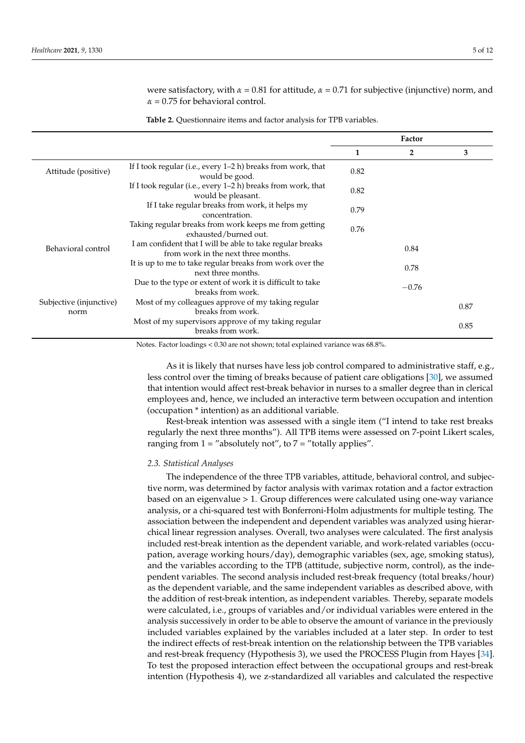were satisfactory, with α = 0.81 for attitude, α = 0.71 for subjective (injunctive) norm, and α = 0.75 for behavioral control.

**Table 2.** Questionnaire items and factor analysis for TPB variables.

| | | Factor | | |
|---|---|---|---|---|
| | | 1 | 2 | 3 |
| Attitude (positive) | If I took regular (i.e., every 1–2 h) breaks from work, that would be good. | 0.82 | | |
| | If I took regular (i.e., every 1–2 h) breaks from work, that would be pleasant. | 0.82 | | |
| | If I take regular breaks from work, it helps my concentration. | 0.79 | | |
| | Taking regular breaks from work keeps me from getting exhausted/burned out. | 0.76 | | |
| Behavioral control | I am confident that I will be able to take regular breaks from work in the next three months. | | 0.84 | |
| | It is up to me to take regular breaks from work over the next three months. | | 0.78 | |
| | Due to the type or extent of work it is difficult to take breaks from work. | | −0.76 | |
| Subjective (injunctive) norm | Most of my colleagues approve of my taking regular breaks from work. | | | 0.87 |
| | Most of my supervisors approve of my taking regular breaks from work. | | | 0.85 |

Notes. Factor loadings < 0.30 are not shown; total explained variance was 68.8%.

As it is likely that nurses have less job control compared to administrative staff, e.g., less control over the timing of breaks because of patient care obligations [30], we assumed that intention would affect rest-break behavior in nurses to a smaller degree than in clerical employees and, hence, we included an interactive term between occupation and intention (occupation * intention) as an additional variable.

Rest-break intention was assessed with a single item ("I intend to take rest breaks regularly the next three months"). All TPB items were assessed on 7-point Likert scales, ranging from 1 = "absolutely not", to 7 = "totally applies".

### 2.3. Statistical Analyses

The independence of the three TPB variables, attitude, behavioral control, and subjective norm, was determined by factor analysis with varimax rotation and a factor extraction based on an eigenvalue > 1. Group differences were calculated using one-way variance analysis, or a chi-squared test with Bonferroni-Holm adjustments for multiple testing. The association between the independent and dependent variables was analyzed using hierarchical linear regression analyses. Overall, two analyses were calculated. The first analysis included rest-break intention as the dependent variable, and work-related variables (occupation, average working hours/day), demographic variables (sex, age, smoking status), and the variables according to the TPB (attitude, subjective norm, control), as the independent variables. The second analysis included rest-break frequency (total breaks/hour) as the dependent variable, and the same independent variables as described above, with the addition of rest-break intention, as independent variables. Thereby, separate models were calculated, i.e., groups of variables and/or individual variables were entered in the analysis successively in order to be able to observe the amount of variance in the previously included variables explained by the variables included at a later step. In order to test the indirect effects of rest-break intention on the relationship between the TPB variables and rest-break frequency (Hypothesis 3), we used the PROCESS Plugin from Hayes [34]. To test the proposed interaction effect between the occupational groups and rest-break intention (Hypothesis 4), we z-standardized all variables and calculated the respective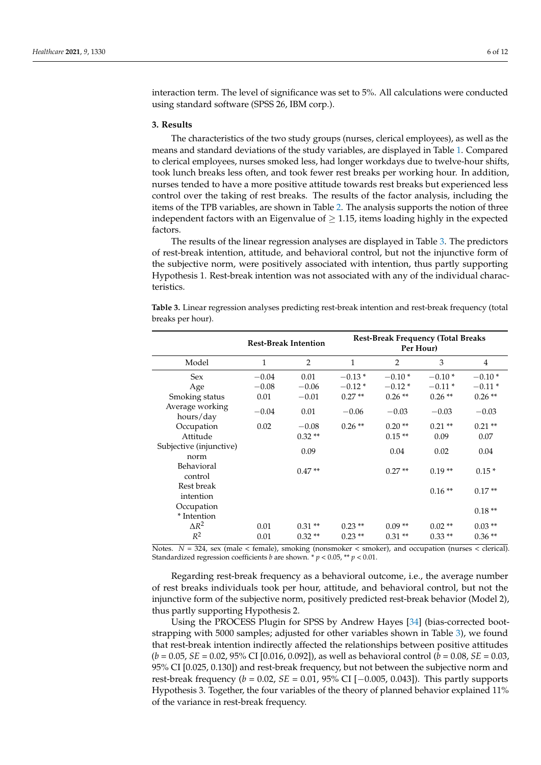interaction term. The level of significance was set to 5%. All calculations were conducted using standard software (SPSS 26, IBM corp.).

## 3. Results

The characteristics of the two study groups (nurses, clerical employees), as well as the means and standard deviations of the study variables, are displayed in Table 1. Compared to clerical employees, nurses smoked less, had longer workdays due to twelve-hour shifts, took lunch breaks less often, and took fewer rest breaks per working hour. In addition, nurses tended to have a more positive attitude towards rest breaks but experienced less control over the taking of rest breaks. The results of the factor analysis, including the items of the TPB variables, are shown in Table 2. The analysis supports the notion of three independent factors with an Eigenvalue of $\geq 1.15$, items loading highly in the expected factors.

The results of the linear regression analyses are displayed in Table 3. The predictors of rest-break intention, attitude, and behavioral control, but not the injunctive form of the subjective norm, were positively associated with intention, thus partly supporting Hypothesis 1. Rest-break intention was not associated with any of the individual characteristics.

**Table 3.** Linear regression analyses predicting rest-break intention and rest-break frequency (total breaks per hour).

| | Rest-Break Intention | | Rest-Break Frequency (Total Breaks Per Hour) | | | |
|---|---|---|---|---|---|---|
| Model | 1 | 2 | 1 | 2 | 3 | 4 |
| Sex | −0.04 | 0.01 | −0.13 * | −0.10 * | −0.10 * | −0.10 * |
| Age | −0.08 | −0.06 | −0.12 * | −0.12 * | −0.11 * | −0.11 * |
| Smoking status | 0.01 | −0.01 | 0.27 ** | 0.26 ** | 0.26 ** | 0.26 ** |
| Average working hours/day | −0.04 | 0.01 | −0.06 | −0.03 | −0.03 | −0.03 |
| Occupation | 0.02 | −0.08 | 0.26 ** | 0.20 ** | 0.21 ** | 0.21 ** |
| Attitude | | 0.32 ** | | 0.15 ** | 0.09 | 0.07 |
| Subjective (injunctive) norm | | 0.09 | | 0.04 | 0.02 | 0.04 |
| Behavioral control | | 0.47 ** | | 0.27 ** | 0.19 ** | 0.15 * |
| Rest break intention | | | | | 0.16 ** | 0.17 ** |
| Occupation * Intention | | | | | | 0.18 ** |
| $\Delta R^2$ | 0.01 | 0.31 ** | 0.23 ** | 0.09 ** | 0.02 ** | 0.03 ** |
| $R^2$ | 0.01 | 0.32 ** | 0.23 ** | 0.31 ** | 0.33 ** | 0.36 ** |

Notes. $N = 324$, sex (male < female), smoking (nonsmoker < smoker), and occupation (nurses < clerical). Standardized regression coefficients $b$ are shown. * $p < 0.05$, ** $p < 0.01$.

Regarding rest-break frequency as a behavioral outcome, i.e., the average number of rest breaks individuals took per hour, attitude, and behavioral control, but not the injunctive form of the subjective norm, positively predicted rest-break behavior (Model 2), thus partly supporting Hypothesis 2.

Using the PROCESS Plugin for SPSS by Andrew Hayes [34] (bias-corrected bootstrapping with 5000 samples; adjusted for other variables shown in Table 3), we found that rest-break intention indirectly affected the relationships between positive attitudes ($b = 0.05$, $SE = 0.02$, 95% CI [0.016, 0.092]), as well as behavioral control ($b = 0.08$, $SE = 0.03$, 95% CI [0.025, 0.130]) and rest-break frequency, but not between the subjective norm and rest-break frequency ($b = 0.02$, $SE = 0.01$, 95% CI [−0.005, 0.043]). This partly supports Hypothesis 3. Together, the four variables of the theory of planned behavior explained 11% of the variance in rest-break frequency.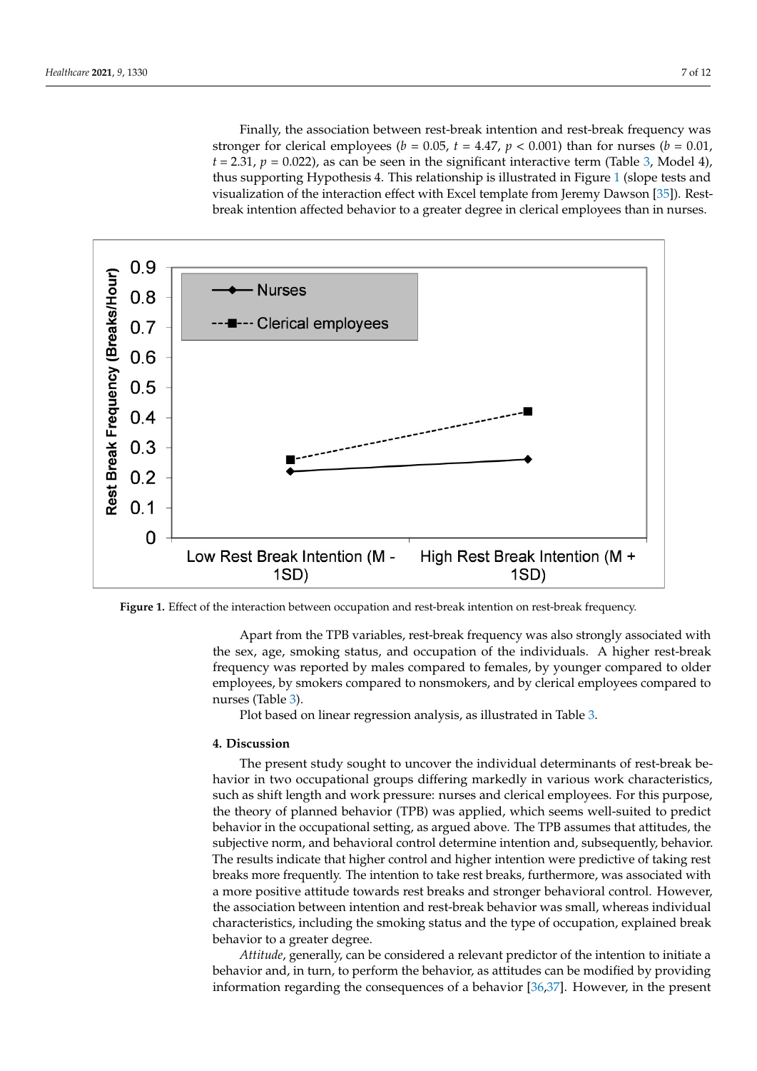Finally, the association between rest-break intention and rest-break frequency was stronger for clerical employees ($b = 0.05$, $t = 4.47$, $p < 0.001$) than for nurses ($b = 0.01$, $t = 2.31$, $p = 0.022$), as can be seen in the significant interactive term (Table 3, Model 4), thus supporting Hypothesis 4. This relationship is illustrated in Figure 1 (slope tests and visualization of the interaction effect with Excel template from Jeremy Dawson [35]). Rest-break intention affected behavior to a greater degree in clerical employees than in nurses.

Rest Break Frequency (Breaks/Hour)

0.9
0.8
0.7
0.6
0.5
0.4
0.3
0.2
0.1
0

Nurses

Clerical employees

Low Rest Break Intention (M - 1SD)

High Rest Break Intention (M + 1SD)

**Figure 1.** Effect of the interaction between occupation and rest-break intention on rest-break frequency.

Apart from the TPB variables, rest-break frequency was also strongly associated with the sex, age, smoking status, and occupation of the individuals. A higher rest-break frequency was reported by males compared to females, by younger compared to older employees, by smokers compared to nonsmokers, and by clerical employees compared to nurses (Table 3).

Plot based on linear regression analysis, as illustrated in Table 3.

## 4. Discussion

The present study sought to uncover the individual determinants of rest-break behavior in two occupational groups differing markedly in various work characteristics, such as shift length and work pressure: nurses and clerical employees. For this purpose, the theory of planned behavior (TPB) was applied, which seems well-suited to predict behavior in the occupational setting, as argued above. The TPB assumes that attitudes, the subjective norm, and behavioral control determine intention and, subsequently, behavior. The results indicate that higher control and higher intention were predictive of taking rest breaks more frequently. The intention to take rest breaks, furthermore, was associated with a more positive attitude towards rest breaks and stronger behavioral control. However, the association between intention and rest-break behavior was small, whereas individual characteristics, including the smoking status and the type of occupation, explained break behavior to a greater degree.

*Attitude*, generally, can be considered a relevant predictor of the intention to initiate a behavior and, in turn, to perform the behavior, as attitudes can be modified by providing information regarding the consequences of a behavior [36,37]. However, in the present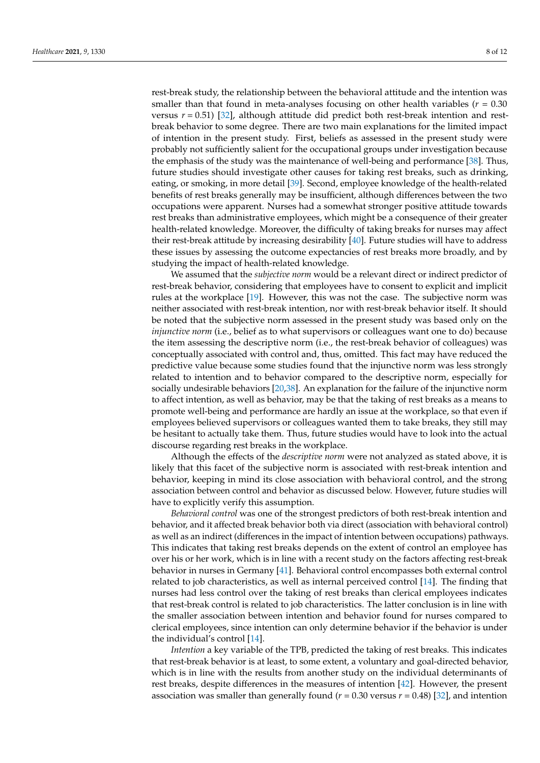rest-break study, the relationship between the behavioral attitude and the intention was smaller than that found in meta-analyses focusing on other health variables ($r = 0.30$ versus $r = 0.51$) [32], although attitude did predict both rest-break intention and rest-break behavior to some degree. There are two main explanations for the limited impact of intention in the present study. First, beliefs as assessed in the present study were probably not sufficiently salient for the occupational groups under investigation because the emphasis of the study was the maintenance of well-being and performance [38]. Thus, future studies should investigate other causes for taking rest breaks, such as drinking, eating, or smoking, in more detail [39]. Second, employee knowledge of the health-related benefits of rest breaks generally may be insufficient, although differences between the two occupations were apparent. Nurses had a somewhat stronger positive attitude towards rest breaks than administrative employees, which might be a consequence of their greater health-related knowledge. Moreover, the difficulty of taking breaks for nurses may affect their rest-break attitude by increasing desirability [40]. Future studies will have to address these issues by assessing the outcome expectancies of rest breaks more broadly, and by studying the impact of health-related knowledge.

We assumed that the *subjective norm* would be a relevant direct or indirect predictor of rest-break behavior, considering that employees have to consent to explicit and implicit rules at the workplace [19]. However, this was not the case. The subjective norm was neither associated with rest-break intention, nor with rest-break behavior itself. It should be noted that the subjective norm assessed in the present study was based only on the *injunctive norm* (i.e., belief as to what supervisors or colleagues want one to do) because the item assessing the descriptive norm (i.e., the rest-break behavior of colleagues) was conceptually associated with control and, thus, omitted. This fact may have reduced the predictive value because some studies found that the injunctive norm was less strongly related to intention and to behavior compared to the descriptive norm, especially for socially undesirable behaviors [20,38]. An explanation for the failure of the injunctive norm to affect intention, as well as behavior, may be that the taking of rest breaks as a means to promote well-being and performance are hardly an issue at the workplace, so that even if employees believed supervisors or colleagues wanted them to take breaks, they still may be hesitant to actually take them. Thus, future studies would have to look into the actual discourse regarding rest breaks in the workplace.

Although the effects of the *descriptive norm* were not analyzed as stated above, it is likely that this facet of the subjective norm is associated with rest-break intention and behavior, keeping in mind its close association with behavioral control, and the strong association between control and behavior as discussed below. However, future studies will have to explicitly verify this assumption.

*Behavioral control* was one of the strongest predictors of both rest-break intention and behavior, and it affected break behavior both via direct (association with behavioral control) as well as an indirect (differences in the impact of intention between occupations) pathways. This indicates that taking rest breaks depends on the extent of control an employee has over his or her work, which is in line with a recent study on the factors affecting rest-break behavior in nurses in Germany [41]. Behavioral control encompasses both external control related to job characteristics, as well as internal perceived control [14]. The finding that nurses had less control over the taking of rest breaks than clerical employees indicates that rest-break control is related to job characteristics. The latter conclusion is in line with the smaller association between intention and behavior found for nurses compared to clerical employees, since intention can only determine behavior if the behavior is under the individual's control [14].

*Intention* a key variable of the TPB, predicted the taking of rest breaks. This indicates that rest-break behavior is at least, to some extent, a voluntary and goal-directed behavior, which is in line with the results from another study on the individual determinants of rest breaks, despite differences in the measures of intention [42]. However, the present association was smaller than generally found ($r = 0.30$ versus $r = 0.48$) [32], and intention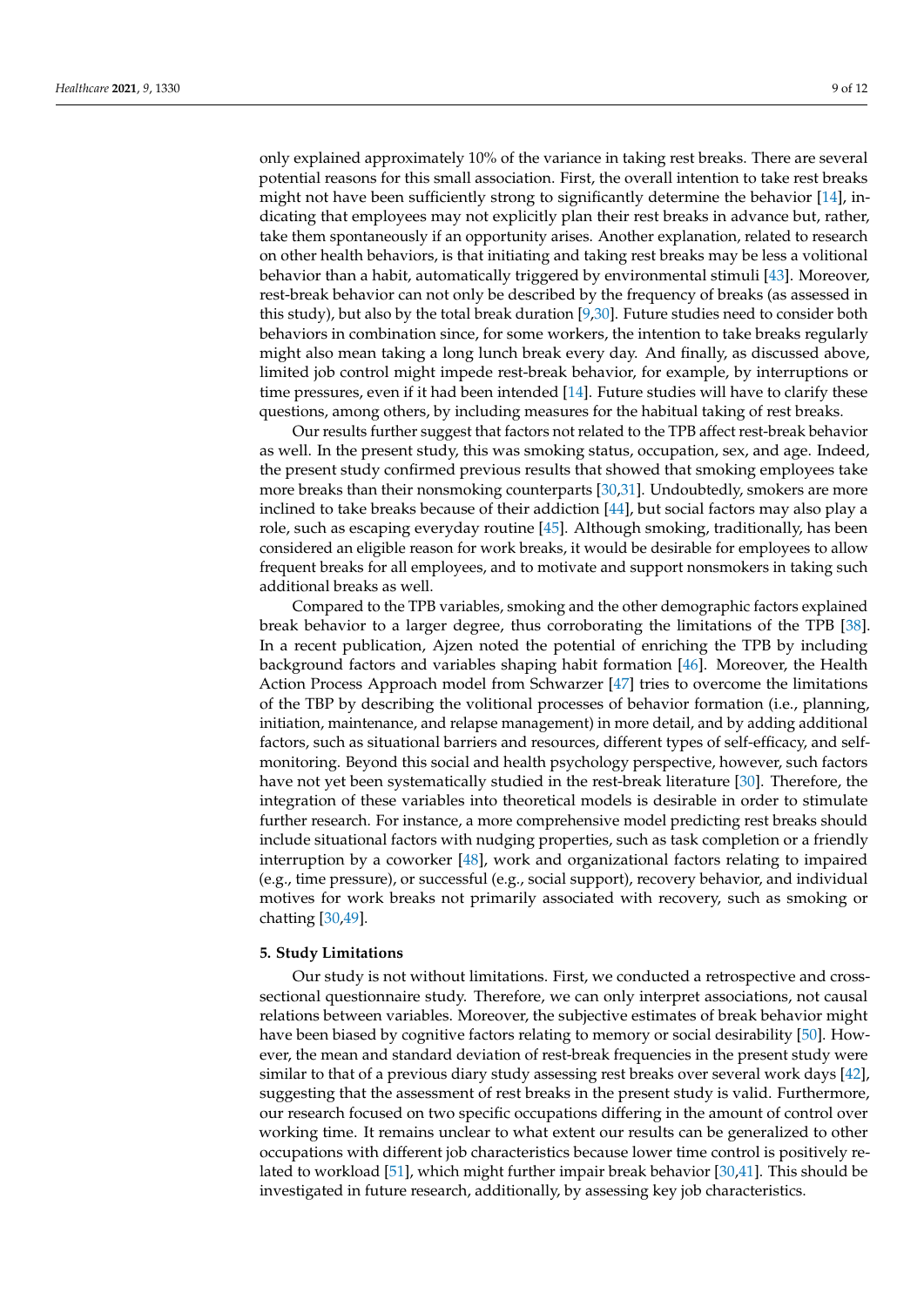only explained approximately 10% of the variance in taking rest breaks. There are several potential reasons for this small association. First, the overall intention to take rest breaks might not have been sufficiently strong to significantly determine the behavior [14], indicating that employees may not explicitly plan their rest breaks in advance but, rather, take them spontaneously if an opportunity arises. Another explanation, related to research on other health behaviors, is that initiating and taking rest breaks may be less a volitional behavior than a habit, automatically triggered by environmental stimuli [43]. Moreover, rest-break behavior can not only be described by the frequency of breaks (as assessed in this study), but also by the total break duration [9,30]. Future studies need to consider both behaviors in combination since, for some workers, the intention to take breaks regularly might also mean taking a long lunch break every day. And finally, as discussed above, limited job control might impede rest-break behavior, for example, by interruptions or time pressures, even if it had been intended [14]. Future studies will have to clarify these questions, among others, by including measures for the habitual taking of rest breaks.

Our results further suggest that factors not related to the TPB affect rest-break behavior as well. In the present study, this was smoking status, occupation, sex, and age. Indeed, the present study confirmed previous results that showed that smoking employees take more breaks than their nonsmoking counterparts [30,31]. Undoubtedly, smokers are more inclined to take breaks because of their addiction [44], but social factors may also play a role, such as escaping everyday routine [45]. Although smoking, traditionally, has been considered an eligible reason for work breaks, it would be desirable for employees to allow frequent breaks for all employees, and to motivate and support nonsmokers in taking such additional breaks as well.

Compared to the TPB variables, smoking and the other demographic factors explained break behavior to a larger degree, thus corroborating the limitations of the TPB [38]. In a recent publication, Ajzen noted the potential of enriching the TPB by including background factors and variables shaping habit formation [46]. Moreover, the Health Action Process Approach model from Schwarzer [47] tries to overcome the limitations of the TBP by describing the volitional processes of behavior formation (i.e., planning, initiation, maintenance, and relapse management) in more detail, and by adding additional factors, such as situational barriers and resources, different types of self-efficacy, and self-monitoring. Beyond this social and health psychology perspective, however, such factors have not yet been systematically studied in the rest-break literature [30]. Therefore, the integration of these variables into theoretical models is desirable in order to stimulate further research. For instance, a more comprehensive model predicting rest breaks should include situational factors with nudging properties, such as task completion or a friendly interruption by a coworker [48], work and organizational factors relating to impaired (e.g., time pressure), or successful (e.g., social support), recovery behavior, and individual motives for work breaks not primarily associated with recovery, such as smoking or chatting [30,49].

## 5. Study Limitations

Our study is not without limitations. First, we conducted a retrospective and cross-sectional questionnaire study. Therefore, we can only interpret associations, not causal relations between variables. Moreover, the subjective estimates of break behavior might have been biased by cognitive factors relating to memory or social desirability [50]. However, the mean and standard deviation of rest-break frequencies in the present study were similar to that of a previous diary study assessing rest breaks over several work days [42], suggesting that the assessment of rest breaks in the present study is valid. Furthermore, our research focused on two specific occupations differing in the amount of control over working time. It remains unclear to what extent our results can be generalized to other occupations with different job characteristics because lower time control is positively related to workload [51], which might further impair break behavior [30,41]. This should be investigated in future research, additionally, by assessing key job characteristics.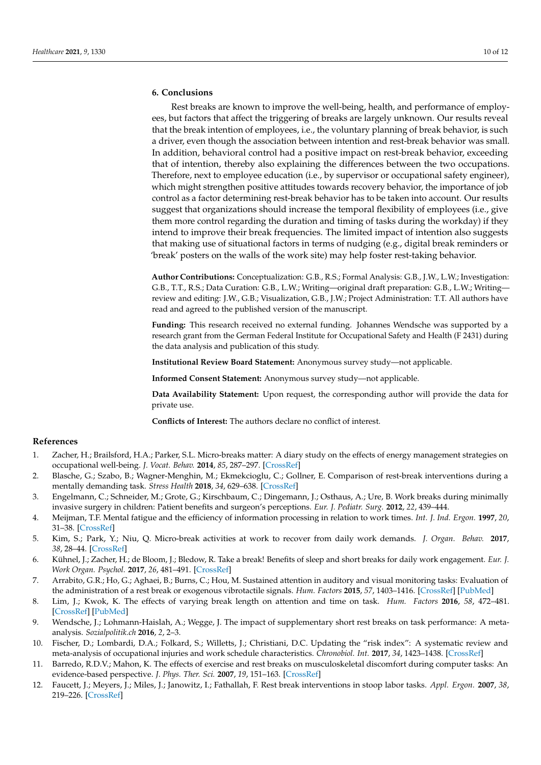## 6. Conclusions

Rest breaks are known to improve the well-being, health, and performance of employees, but factors that affect the triggering of breaks are largely unknown. Our results reveal that the break intention of employees, i.e., the voluntary planning of break behavior, is such a driver, even though the association between intention and rest-break behavior was small. In addition, behavioral control had a positive impact on rest-break behavior, exceeding that of intention, thereby also explaining the differences between the two occupations. Therefore, next to employee education (i.e., by supervisor or occupational safety engineer), which might strengthen positive attitudes towards recovery behavior, the importance of job control as a factor determining rest-break behavior has to be taken into account. Our results suggest that organizations should increase the temporal flexibility of employees (i.e., give them more control regarding the duration and timing of tasks during the workday) if they intend to improve their break frequencies. The limited impact of intention also suggests that making use of situational factors in terms of nudging (e.g., digital break reminders or 'break' posters on the walls of the work site) may help foster rest-taking behavior.

**Author Contributions:** Conceptualization: G.B., R.S.; Formal Analysis: G.B., J.W., L.W.; Investigation: G.B., T.T., R.S.; Data Curation: G.B., L.W.; Writing—original draft preparation: G.B., L.W.; Writing—review and editing: J.W., G.B.; Visualization, G.B., J.W.; Project Administration: T.T. All authors have read and agreed to the published version of the manuscript.

**Funding:** This research received no external funding. Johannes Wendsche was supported by a research grant from the German Federal Institute for Occupational Safety and Health (F 2431) during the data analysis and publication of this study.

**Institutional Review Board Statement:** Anonymous survey study—not applicable.

**Informed Consent Statement:** Anonymous survey study—not applicable.

**Data Availability Statement:** Upon request, the corresponding author will provide the data for private use.

**Conflicts of Interest:** The authors declare no conflict of interest.

## References

1. Zacher, H.; Brailsford, H.A.; Parker, S.L. Micro-breaks matter: A diary study on the effects of energy management strategies on occupational well-being. *J. Vocat. Behav.* **2014**, *85*, 287–297. [CrossRef]
2. Blasche, G.; Szabo, B.; Wagner-Menghin, M.; Ekmekcioglu, C.; Gollner, E. Comparison of rest-break interventions during a mentally demanding task. *Stress Health* **2018**, *34*, 629–638. [CrossRef]
3. Engelmann, C.; Schneider, M.; Grote, G.; Kirschbaum, C.; Dingemann, J.; Osthaus, A.; Ure, B. Work breaks during minimally invasive surgery in children: Patient benefits and surgeon's perceptions. *Eur. J. Pediatr. Surg.* **2012**, *22*, 439–444.
4. Meijman, T.F. Mental fatigue and the efficiency of information processing in relation to work times. *Int. J. Ind. Ergon.* **1997**, *20*, 31–38. [CrossRef]
5. Kim, S.; Park, Y.; Niu, Q. Micro-break activities at work to recover from daily work demands. *J. Organ. Behav.* **2017**, *38*, 28–44. [CrossRef]
6. Kühnel, J.; Zacher, H.; de Bloom, J.; Bledow, R. Take a break! Benefits of sleep and short breaks for daily work engagement. *Eur. J. Work Organ. Psychol.* **2017**, *26*, 481–491. [CrossRef]
7. Arrabito, G.R.; Ho, G.; Aghaei, B.; Burns, C.; Hou, M. Sustained attention in auditory and visual monitoring tasks: Evaluation of the administration of a rest break or exogenous vibrotactile signals. *Hum. Factors* **2015**, *57*, 1403–1416. [CrossRef] [PubMed]
8. Lim, J.; Kwok, K. The effects of varying break length on attention and time on task. *Hum. Factors* **2016**, *58*, 472–481. [CrossRef] [PubMed]
9. Wendsche, J.; Lohmann-Haislah, A.; Wegge, J. The impact of supplementary short rest breaks on task performance: A meta-analysis. *Sozialpolitik.ch* **2016**, *2*, 2–3.
10. Fischer, D.; Lombardi, D.A.; Folkard, S.; Willetts, J.; Christiani, D.C. Updating the "risk index": A systematic review and meta-analysis of occupational injuries and work schedule characteristics. *Chronobiol. Int.* **2017**, *34*, 1423–1438. [CrossRef]
11. Barredo, R.D.V.; Mahon, K. The effects of exercise and rest breaks on musculoskeletal discomfort during computer tasks: An evidence-based perspective. *J. Phys. Ther. Sci.* **2007**, *19*, 151–163. [CrossRef]
12. Faucett, J.; Meyers, J.; Miles, J.; Janowitz, I.; Fathallah, F. Rest break interventions in stoop labor tasks. *Appl. Ergon.* **2007**, *38*, 219–226. [CrossRef]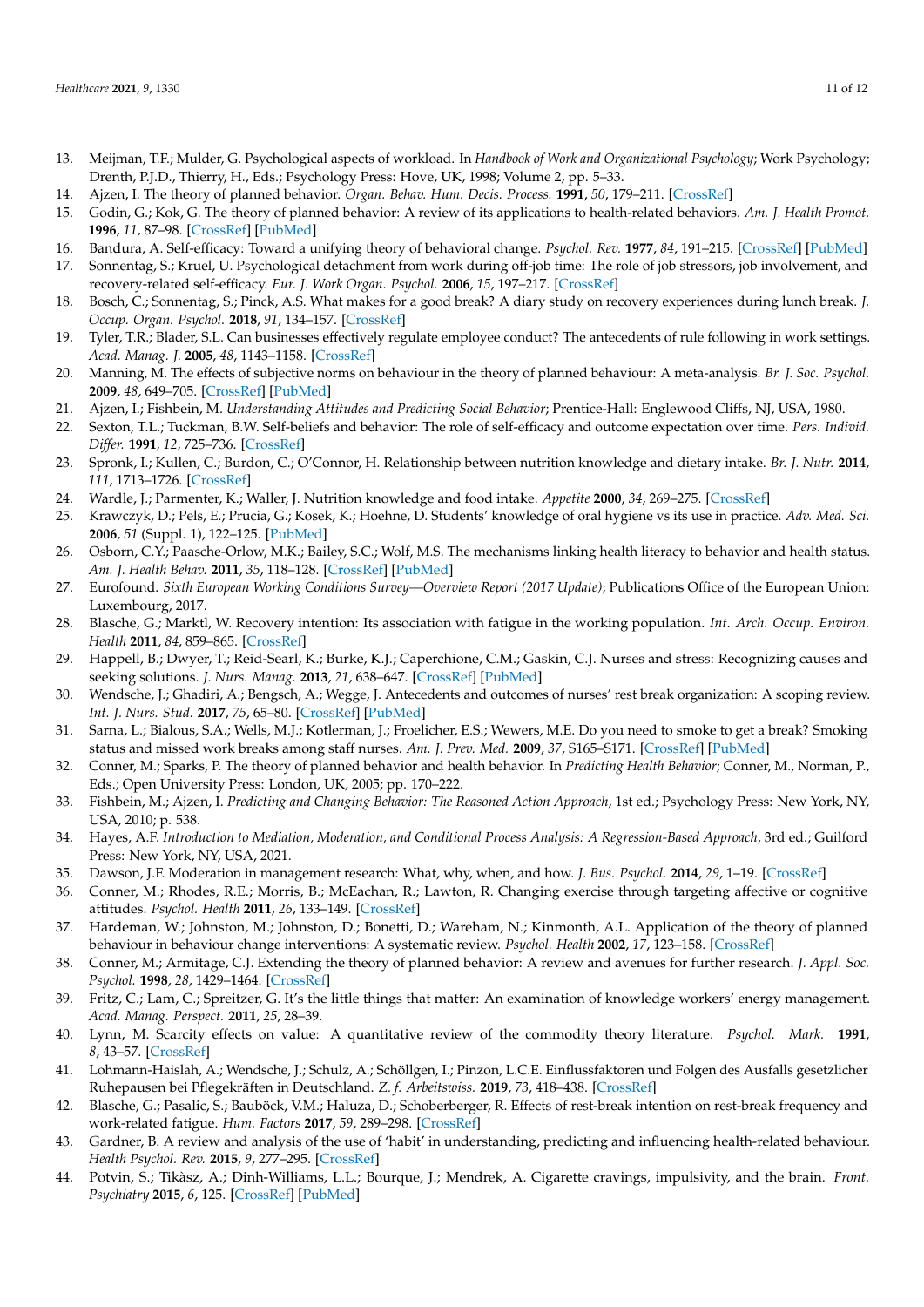13. Meijman, T.F.; Mulder, G. Psychological aspects of workload. In *Handbook of Work and Organizational Psychology*; Work Psychology; Drenth, P.J.D., Thierry, H., Eds.; Psychology Press: Hove, UK, 1998; Volume 2, pp. 5–33.
14. Ajzen, I. The theory of planned behavior. *Organ. Behav. Hum. Decis. Process.* **1991**, *50*, 179–211. [CrossRef]
15. Godin, G.; Kok, G. The theory of planned behavior: A review of its applications to health-related behaviors. *Am. J. Health Promot.* **1996**, *11*, 87–98. [CrossRef] [PubMed]
16. Bandura, A. Self-efficacy: Toward a unifying theory of behavioral change. *Psychol. Rev.* **1977**, *84*, 191–215. [CrossRef] [PubMed]
17. Sonnentag, S.; Kruel, U. Psychological detachment from work during off-job time: The role of job stressors, job involvement, and recovery-related self-efficacy. *Eur. J. Work Organ. Psychol.* **2006**, *15*, 197–217. [CrossRef]
18. Bosch, C.; Sonnentag, S.; Pinck, A.S. What makes for a good break? A diary study on recovery experiences during lunch break. *J. Occup. Organ. Psychol.* **2018**, *91*, 134–157. [CrossRef]
19. Tyler, T.R.; Blader, S.L. Can businesses effectively regulate employee conduct? The antecedents of rule following in work settings. *Acad. Manag. J.* **2005**, *48*, 1143–1158. [CrossRef]
20. Manning, M. The effects of subjective norms on behaviour in the theory of planned behaviour: A meta-analysis. *Br. J. Soc. Psychol.* **2009**, *48*, 649–705. [CrossRef] [PubMed]
21. Ajzen, I.; Fishbein, M. *Understanding Attitudes and Predicting Social Behavior*; Prentice-Hall: Englewood Cliffs, NJ, USA, 1980.
22. Sexton, T.L.; Tuckman, B.W. Self-beliefs and behavior: The role of self-efficacy and outcome expectation over time. *Pers. Individ. Differ.* **1991**, *12*, 725–736. [CrossRef]
23. Spronk, I.; Kullen, C.; Burdon, C.; O'Connor, H. Relationship between nutrition knowledge and dietary intake. *Br. J. Nutr.* **2014**, *111*, 1713–1726. [CrossRef]
24. Wardle, J.; Parmenter, K.; Waller, J. Nutrition knowledge and food intake. *Appetite* **2000**, *34*, 269–275. [CrossRef]
25. Krawczyk, D.; Pels, E.; Prucia, G.; Kosek, K.; Hoehne, D. Students' knowledge of oral hygiene vs its use in practice. *Adv. Med. Sci.* **2006**, *51* (Suppl. 1), 122–125. [PubMed]
26. Osborn, C.Y.; Paasche-Orlow, M.K.; Bailey, S.C.; Wolf, M.S. The mechanisms linking health literacy to behavior and health status. *Am. J. Health Behav.* **2011**, *35*, 118–128. [CrossRef] [PubMed]
27. Eurofound. *Sixth European Working Conditions Survey—Overview Report (2017 Update)*; Publications Office of the European Union: Luxembourg, 2017.
28. Blasche, G.; Marktl, W. Recovery intention: Its association with fatigue in the working population. *Int. Arch. Occup. Environ. Health* **2011**, *84*, 859–865. [CrossRef]
29. Happell, B.; Dwyer, T.; Reid-Searl, K.; Burke, K.J.; Caperchione, C.M.; Gaskin, C.J. Nurses and stress: Recognizing causes and seeking solutions. *J. Nurs. Manag.* **2013**, *21*, 638–647. [CrossRef] [PubMed]
30. Wendsche, J.; Ghadiri, A.; Bengsch, A.; Wegge, J. Antecedents and outcomes of nurses' rest break organization: A scoping review. *Int. J. Nurs. Stud.* **2017**, *75*, 65–80. [CrossRef] [PubMed]
31. Sarna, L.; Bialous, S.A.; Wells, M.J.; Kotlerman, J.; Froelicher, E.S.; Wewers, M.E. Do you need to smoke to get a break? Smoking status and missed work breaks among staff nurses. *Am. J. Prev. Med.* **2009**, *37*, S165–S171. [CrossRef] [PubMed]
32. Conner, M.; Sparks, P. The theory of planned behavior and health behavior. In *Predicting Health Behavior*; Conner, M., Norman, P., Eds.; Open University Press: London, UK, 2005; pp. 170–222.
33. Fishbein, M.; Ajzen, I. *Predicting and Changing Behavior: The Reasoned Action Approach*, 1st ed.; Psychology Press: New York, NY, USA, 2010; p. 538.
34. Hayes, A.F. *Introduction to Mediation, Moderation, and Conditional Process Analysis: A Regression-Based Approach*, 3rd ed.; Guilford Press: New York, NY, USA, 2021.
35. Dawson, J.F. Moderation in management research: What, why, when, and how. *J. Bus. Psychol.* **2014**, *29*, 1–19. [CrossRef]
36. Conner, M.; Rhodes, R.E.; Morris, B.; McEachan, R.; Lawton, R. Changing exercise through targeting affective or cognitive attitudes. *Psychol. Health* **2011**, *26*, 133–149. [CrossRef]
37. Hardeman, W.; Johnston, M.; Johnston, D.; Bonetti, D.; Wareham, N.; Kinmonth, A.L. Application of the theory of planned behaviour in behaviour change interventions: A systematic review. *Psychol. Health* **2002**, *17*, 123–158. [CrossRef]
38. Conner, M.; Armitage, C.J. Extending the theory of planned behavior: A review and avenues for further research. *J. Appl. Soc. Psychol.* **1998**, *28*, 1429–1464. [CrossRef]
39. Fritz, C.; Lam, C.; Spreitzer, G. It's the little things that matter: An examination of knowledge workers' energy management. *Acad. Manag. Perspect.* **2011**, *25*, 28–39.
40. Lynn, M. Scarcity effects on value: A quantitative review of the commodity theory literature. *Psychol. Mark.* **1991**, *8*, 43–57. [CrossRef]
41. Lohmann-Haislah, A.; Wendsche, J.; Schulz, A.; Schöllgen, I.; Pinzon, L.C.E. Einflussfaktoren und Folgen des Ausfalls gesetzlicher Ruhepausen bei Pflegekräften in Deutschland. *Z. f. Arbeitswiss.* **2019**, *73*, 418–438. [CrossRef]
42. Blasche, G.; Pasalic, S.; Bauböck, V.M.; Haluza, D.; Schoberberger, R. Effects of rest-break intention on rest-break frequency and work-related fatigue. *Hum. Factors* **2017**, *59*, 289–298. [CrossRef]
43. Gardner, B. A review and analysis of the use of 'habit' in understanding, predicting and influencing health-related behaviour. *Health Psychol. Rev.* **2015**, *9*, 277–295. [CrossRef]
44. Potvin, S.; Tikàsz, A.; Dinh-Williams, L.L.; Bourque, J.; Mendrek, A. Cigarette cravings, impulsivity, and the brain. *Front. Psychiatry* **2015**, *6*, 125. [CrossRef] [PubMed]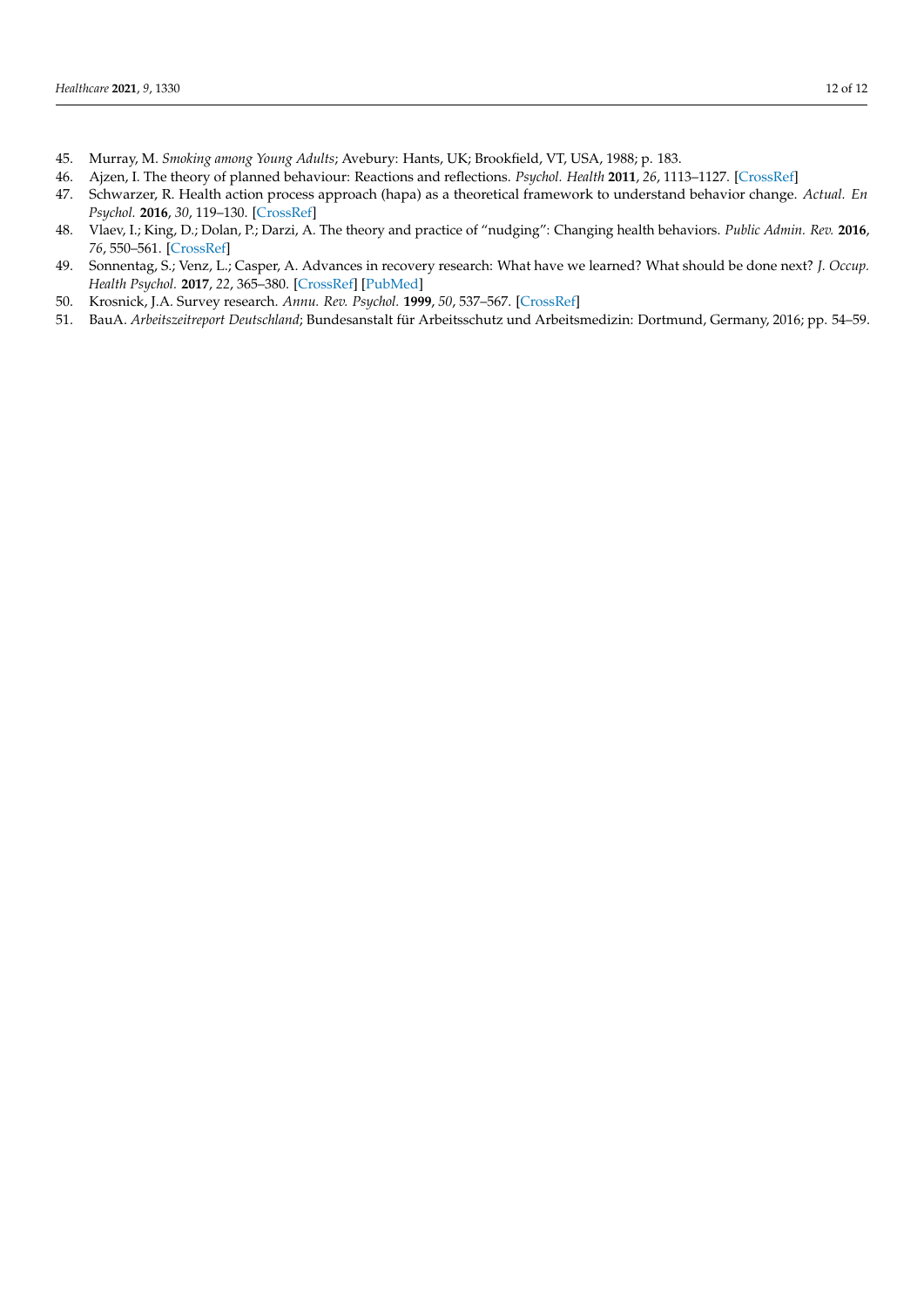45. Murray, M. *Smoking among Young Adults*; Avebury: Hants, UK; Brookfield, VT, USA, 1988; p. 183.
46. Ajzen, I. The theory of planned behaviour: Reactions and reflections. *Psychol. Health* **2011**, *26*, 1113–1127. [CrossRef]
47. Schwarzer, R. Health action process approach (hapa) as a theoretical framework to understand behavior change. *Actual. En Psychol.* **2016**, *30*, 119–130. [CrossRef]
48. Vlaev, I.; King, D.; Dolan, P.; Darzi, A. The theory and practice of "nudging": Changing health behaviors. *Public Admin. Rev.* **2016**, *76*, 550–561. [CrossRef]
49. Sonnentag, S.; Venz, L.; Casper, A. Advances in recovery research: What have we learned? What should be done next? *J. Occup. Health Psychol.* **2017**, *22*, 365–380. [CrossRef] [PubMed]
50. Krosnick, J.A. Survey research. *Annu. Rev. Psychol.* **1999**, *50*, 537–567. [CrossRef]
51. BauA. *Arbeitszeitreport Deutschland*; Bundesanstalt für Arbeitsschutz und Arbeitsmedizin: Dortmund, Germany, 2016; pp. 54–59.